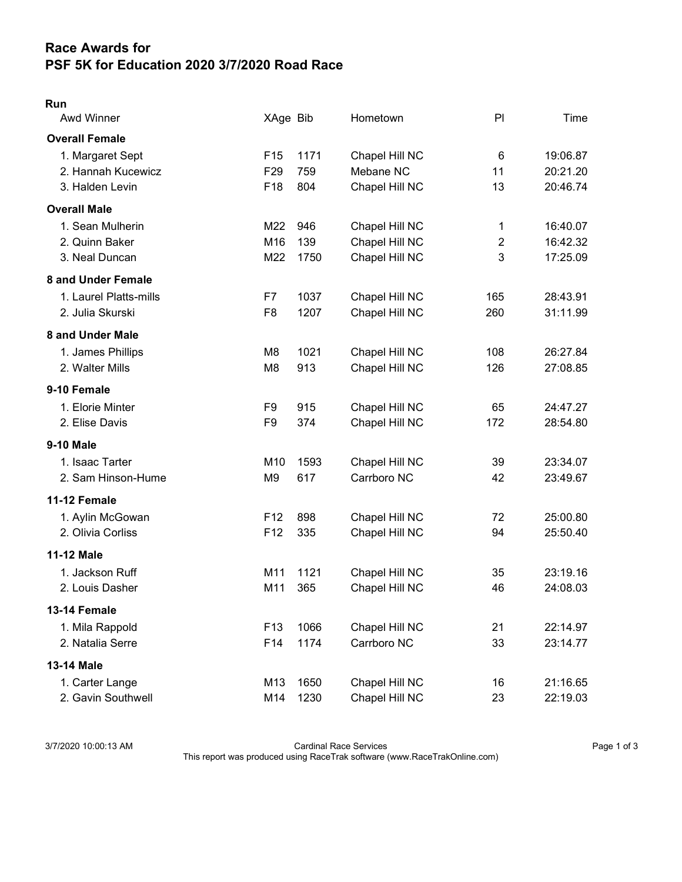# Race Awards for
# PSF 5K for Education 2020 3/7/2020 Road Race

## Run

| Awd Winner | XAge | Bib | Hometown | Pl | Time |
|---|---|---|---|---|---|
| **Overall Female** | | | | | |
| 1. Margaret Sept | F15 | 1171 | Chapel Hill NC | 6 | 19:06.87 |
| 2. Hannah Kucewicz | F29 | 759 | Mebane NC | 11 | 20:21.20 |
| 3. Halden Levin | F18 | 804 | Chapel Hill NC | 13 | 20:46.74 |
| **Overall Male** | | | | | |
| 1. Sean Mulherin | M22 | 946 | Chapel Hill NC | 1 | 16:40.07 |
| 2. Quinn Baker | M16 | 139 | Chapel Hill NC | 2 | 16:42.32 |
| 3. Neal Duncan | M22 | 1750 | Chapel Hill NC | 3 | 17:25.09 |
| **8 and Under Female** | | | | | |
| 1. Laurel Platts-mills | F7 | 1037 | Chapel Hill NC | 165 | 28:43.91 |
| 2. Julia Skurski | F8 | 1207 | Chapel Hill NC | 260 | 31:11.99 |
| **8 and Under Male** | | | | | |
| 1. James Phillips | M8 | 1021 | Chapel Hill NC | 108 | 26:27.84 |
| 2. Walter Mills | M8 | 913 | Chapel Hill NC | 126 | 27:08.85 |
| **9-10 Female** | | | | | |
| 1. Elorie Minter | F9 | 915 | Chapel Hill NC | 65 | 24:47.27 |
| 2. Elise Davis | F9 | 374 | Chapel Hill NC | 172 | 28:54.80 |
| **9-10 Male** | | | | | |
| 1. Isaac Tarter | M10 | 1593 | Chapel Hill NC | 39 | 23:34.07 |
| 2. Sam Hinson-Hume | M9 | 617 | Carrboro NC | 42 | 23:49.67 |
| **11-12 Female** | | | | | |
| 1. Aylin McGowan | F12 | 898 | Chapel Hill NC | 72 | 25:00.80 |
| 2. Olivia Corliss | F12 | 335 | Chapel Hill NC | 94 | 25:50.40 |
| **11-12 Male** | | | | | |
| 1. Jackson Ruff | M11 | 1121 | Chapel Hill NC | 35 | 23:19.16 |
| 2. Louis Dasher | M11 | 365 | Chapel Hill NC | 46 | 24:08.03 |
| **13-14 Female** | | | | | |
| 1. Mila Rappold | F13 | 1066 | Chapel Hill NC | 21 | 22:14.97 |
| 2. Natalia Serre | F14 | 1174 | Carrboro NC | 33 | 23:14.77 |
| **13-14 Male** | | | | | |
| 1. Carter Lange | M13 | 1650 | Chapel Hill NC | 16 | 21:16.65 |
| 2. Gavin Southwell | M14 | 1230 | Chapel Hill NC | 23 | 22:19.03 |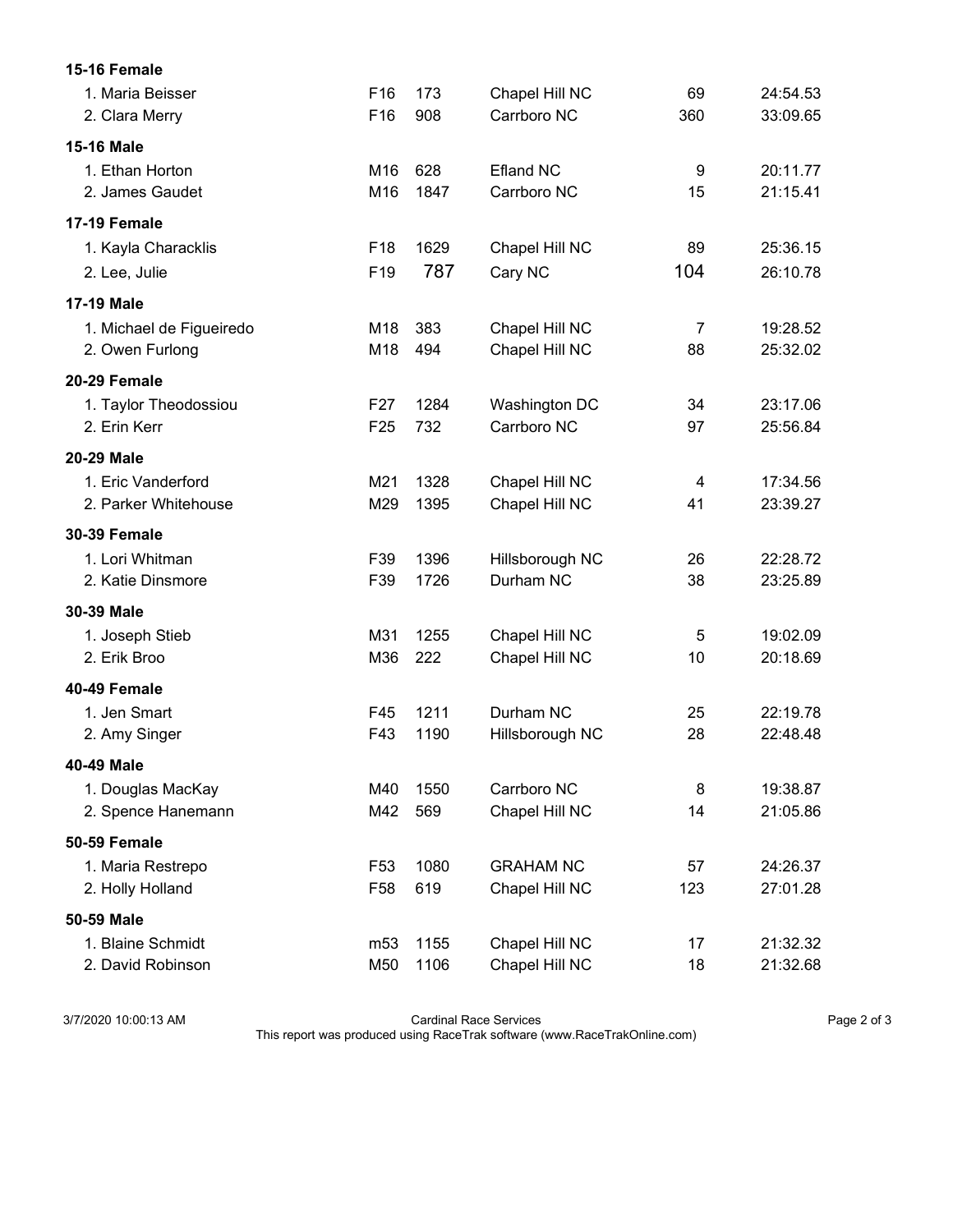**15-16 Female**

| | | | | | |
|---|---|---|---|---|---|
| 1. Maria Beisser | F16 | 173 | Chapel Hill NC | 69 | 24:54.53 |
| 2. Clara Merry | F16 | 908 | Carrboro NC | 360 | 33:09.65 |

**15-16 Male**

| | | | | | |
|---|---|---|---|---|---|
| 1. Ethan Horton | M16 | 628 | Efland NC | 9 | 20:11.77 |
| 2. James Gaudet | M16 | 1847 | Carrboro NC | 15 | 21:15.41 |

**17-19 Female**

| | | | | | |
|---|---|---|---|---|---|
| 1. Kayla Characklis | F18 | 1629 | Chapel Hill NC | 89 | 25:36.15 |
| 2. Lee, Julie | F19 | 787 | Cary NC | 104 | 26:10.78 |

**17-19 Male**

| | | | | | |
|---|---|---|---|---|---|
| 1. Michael de Figueiredo | M18 | 383 | Chapel Hill NC | 7 | 19:28.52 |
| 2. Owen Furlong | M18 | 494 | Chapel Hill NC | 88 | 25:32.02 |

**20-29 Female**

| | | | | | |
|---|---|---|---|---|---|
| 1. Taylor Theodossiou | F27 | 1284 | Washington DC | 34 | 23:17.06 |
| 2. Erin Kerr | F25 | 732 | Carrboro NC | 97 | 25:56.84 |

**20-29 Male**

| | | | | | |
|---|---|---|---|---|---|
| 1. Eric Vanderford | M21 | 1328 | Chapel Hill NC | 4 | 17:34.56 |
| 2. Parker Whitehouse | M29 | 1395 | Chapel Hill NC | 41 | 23:39.27 |

**30-39 Female**

| | | | | | |
|---|---|---|---|---|---|
| 1. Lori Whitman | F39 | 1396 | Hillsborough NC | 26 | 22:28.72 |
| 2. Katie Dinsmore | F39 | 1726 | Durham NC | 38 | 23:25.89 |

**30-39 Male**

| | | | | | |
|---|---|---|---|---|---|
| 1. Joseph Stieb | M31 | 1255 | Chapel Hill NC | 5 | 19:02.09 |
| 2. Erik Broo | M36 | 222 | Chapel Hill NC | 10 | 20:18.69 |

**40-49 Female**

| | | | | | |
|---|---|---|---|---|---|
| 1. Jen Smart | F45 | 1211 | Durham NC | 25 | 22:19.78 |
| 2. Amy Singer | F43 | 1190 | Hillsborough NC | 28 | 22:48.48 |

**40-49 Male**

| | | | | | |
|---|---|---|---|---|---|
| 1. Douglas MacKay | M40 | 1550 | Carrboro NC | 8 | 19:38.87 |
| 2. Spence Hanemann | M42 | 569 | Chapel Hill NC | 14 | 21:05.86 |

**50-59 Female**

| | | | | | |
|---|---|---|---|---|---|
| 1. Maria Restrepo | F53 | 1080 | GRAHAM NC | 57 | 24:26.37 |
| 2. Holly Holland | F58 | 619 | Chapel Hill NC | 123 | 27:01.28 |

**50-59 Male**

| | | | | | |
|---|---|---|---|---|---|
| 1. Blaine Schmidt | m53 | 1155 | Chapel Hill NC | 17 | 21:32.32 |
| 2. David Robinson | M50 | 1106 | Chapel Hill NC | 18 | 21:32.68 |

3/7/2020 10:00:13 AM — Cardinal Race Services
This report was produced using RaceTrak software (www.RaceTrakOnline.com)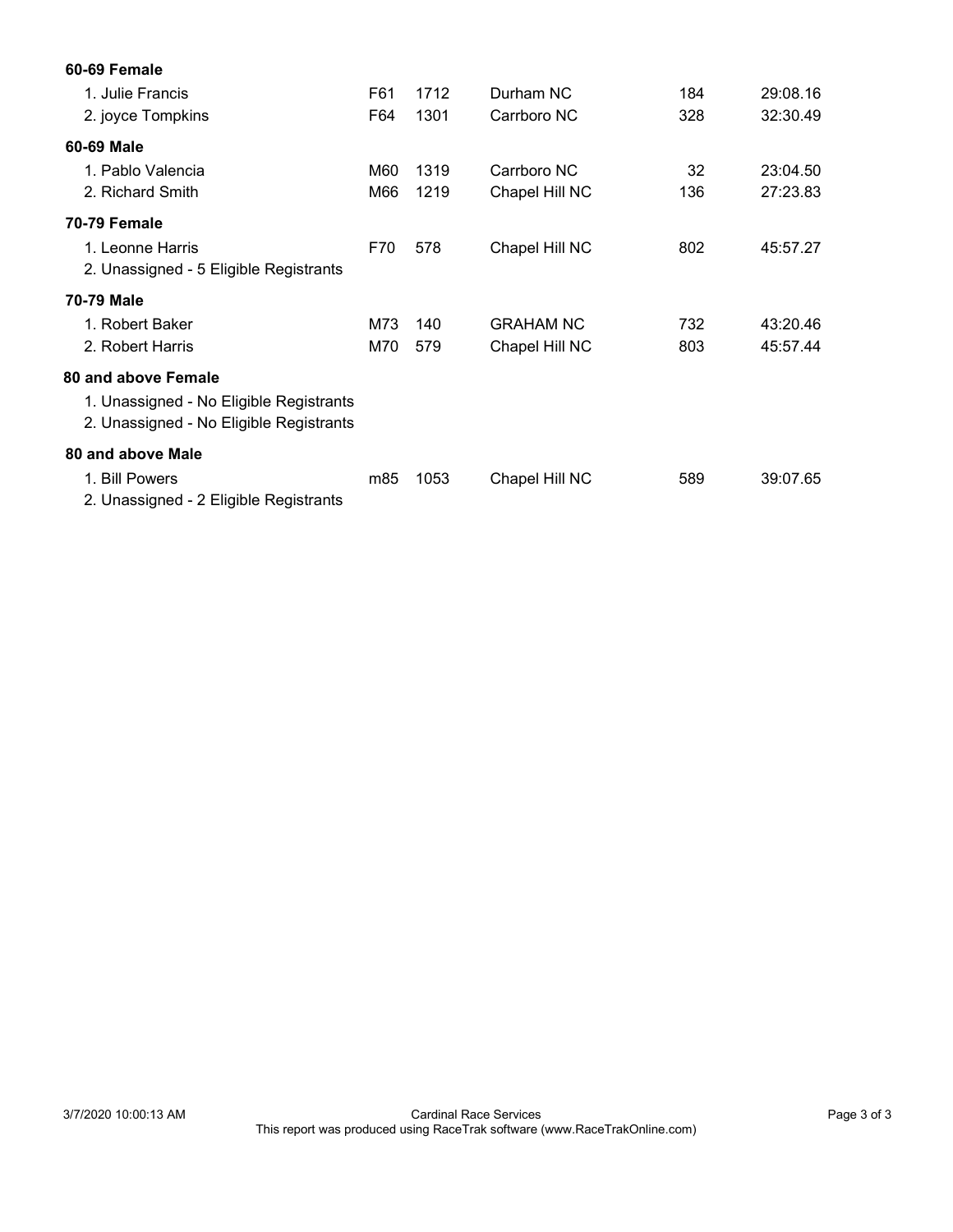**60-69 Female**

| | | | | | |
|---|---|---|---|---|---|
| 1. Julie Francis | F61 | 1712 | Durham NC | 184 | 29:08.16 |
| 2. joyce Tompkins | F64 | 1301 | Carrboro NC | 328 | 32:30.49 |

**60-69 Male**

| | | | | | |
|---|---|---|---|---|---|
| 1. Pablo Valencia | M60 | 1319 | Carrboro NC | 32 | 23:04.50 |
| 2. Richard Smith | M66 | 1219 | Chapel Hill NC | 136 | 27:23.83 |

**70-79 Female**

| | | | | | |
|---|---|---|---|---|---|
| 1. Leonne Harris | F70 | 578 | Chapel Hill NC | 802 | 45:57.27 |
| 2. Unassigned - 5 Eligible Registrants | | | | | |

**70-79 Male**

| | | | | | |
|---|---|---|---|---|---|
| 1. Robert Baker | M73 | 140 | GRAHAM NC | 732 | 43:20.46 |
| 2. Robert Harris | M70 | 579 | Chapel Hill NC | 803 | 45:57.44 |

**80 and above Female**

1. Unassigned - No Eligible Registrants
2. Unassigned - No Eligible Registrants

**80 and above Male**

| | | | | | |
|---|---|---|---|---|---|
| 1. Bill Powers | m85 | 1053 | Chapel Hill NC | 589 | 39:07.65 |
| 2. Unassigned - 2 Eligible Registrants | | | | | |

3/7/2020 10:00:13 AM

Cardinal Race Services
This report was produced using RaceTrak software (www.RaceTrakOnline.com)